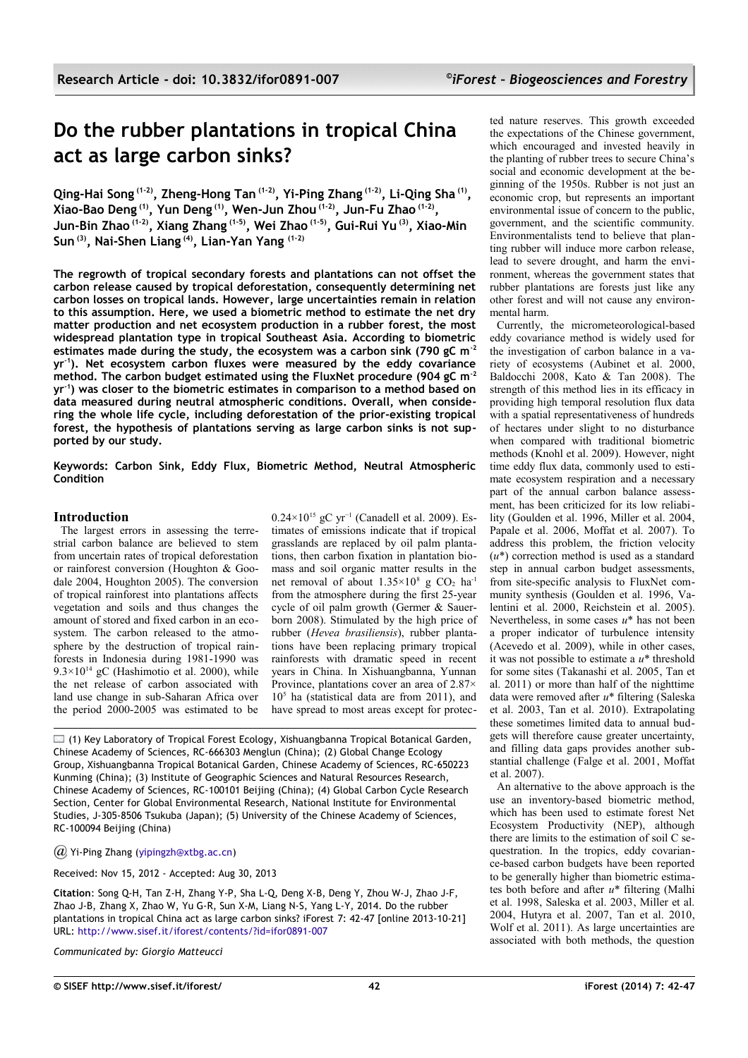# Do the rubber plantations in tropical China act as large carbon sinks?

**Qing-Hai Song [1-2], Zheng-Hong Tan [1-2], Yi-Ping Zhang [1-2], Li-Qing Sha [1], Xiao-Bao Deng [1], Yun Deng [1], Wen-Jun Zhou [1-2], Jun-Fu Zhao [1-2], Jun-Bin Zhao [1-2], Xiang Zhang [1-5], Wei Zhao [1-5], Gui-Rui Yu [3], Xiao-Min Sun [3], Nai-Shen Liang [4], Lian-Yan Yang [1-2]**

**The regrowth of tropical secondary forests and plantations can not offset the carbon release caused by tropical deforestation, consequently determining net carbon losses on tropical lands. However, large uncertainties remain in relation to this assumption. Here, we used a biometric method to estimate the net dry matter production and net ecosystem production in a rubber forest, the most widespread plantation type in tropical Southeast Asia. According to biometric estimates made during the study, the ecosystem was a carbon sink (790 gC $m^{-2}$ $yr^{-1}$). Net ecosystem carbon fluxes were measured by the eddy covariance method. The carbon budget estimated using the FluxNet procedure (904 gC $m^{-2}$ $yr^{-1}$) was closer to the biometric estimates in comparison to a method based on data measured during neutral atmospheric conditions. Overall, when considering the whole life cycle, including deforestation of the prior-existing tropical forest, the hypothesis of plantations serving as large carbon sinks is not supported by our study.**

**Keywords: Carbon Sink, Eddy Flux, Biometric Method, Neutral Atmospheric Condition**

## Introduction

The largest errors in assessing the terrestrial carbon balance are believed to stem from uncertain rates of tropical deforestation or rainforest conversion (Houghton & Goodale 2004, Houghton 2005). The conversion of tropical rainforest into plantations affects vegetation and soils and thus changes the amount of stored and fixed carbon in an ecosystem. The carbon released to the atmosphere by the destruction of tropical rainforests in Indonesia during 1981-1990 was $9.3\times10^{14}$ gC (Hashimotio et al. 2000), while the net release of carbon associated with land use change in sub-Saharan Africa over the period 2000-2005 was estimated to be $0.24\times10^{15}$ gC $yr^{-1}$ (Canadell et al. 2009). Estimates of emissions indicate that if tropical grasslands are replaced by oil palm plantations, then carbon fixation in plantation biomass and soil organic matter results in the net removal of about $1.35\times10^{8}$ g $CO_2$ $ha^{-1}$ from the atmosphere during the first 25-year cycle of oil palm growth (Germer & Sauerborn 2008). Stimulated by the high price of rubber (*Hevea brasiliensis*), rubber plantations have been replacing primary tropical rainforests with dramatic speed in recent years in China. In Xishuangbanna, Yunnan Province, plantations cover an area of $2.87\times10^{5}$ ha (statistical data are from 2011), and have spread to most areas except for protected nature reserves. This growth exceeded the expectations of the Chinese government, which encouraged and invested heavily in the planting of rubber trees to secure China's social and economic development at the beginning of the 1950s. Rubber is not just an economic crop, but represents an important environmental issue of concern to the public, government, and the scientific community. Environmentalists tend to believe that planting rubber will induce more carbon release, lead to severe drought, and harm the environment, whereas the government states that rubber plantations are forests just like any other forest and will not cause any environmental harm.

Currently, the micrometeorological-based eddy covariance method is widely used for the investigation of carbon balance in a variety of ecosystems (Aubinet et al. 2000, Baldocchi 2008, Kato & Tan 2008). The strength of this method lies in its efficacy in providing high temporal resolution flux data with a spatial representativeness of hundreds of hectares under slight to no disturbance when compared with traditional biometric methods (Knohl et al. 2009). However, night time eddy flux data, commonly used to estimate ecosystem respiration and a necessary part of the annual carbon balance assessment, has been criticized for its low reliability (Goulden et al. 1996, Miller et al. 2004, Papale et al. 2006, Moffat et al. 2007). To address this problem, the friction velocity ($u$*) correction method is used as a standard step in annual carbon budget assessments, from site-specific analysis to FluxNet community synthesis (Goulden et al. 1996, Valentini et al. 2000, Reichstein et al. 2005). Nevertheless, in some cases $u$* has not been a proper indicator of turbulence intensity (Acevedo et al. 2009), while in other cases, it was not possible to estimate a $u$* threshold for some sites (Takanashi et al. 2005, Tan et al. 2011) or more than half of the nighttime data were removed after $u$* filtering (Saleska et al. 2003, Tan et al. 2010). Extrapolating these sometimes limited data to annual budgets will therefore cause greater uncertainty, and filling data gaps provides another substantial challenge (Falge et al. 2001, Moffat et al. 2007).

An alternative to the above approach is the use an inventory-based biometric method, which has been used to estimate forest Net Ecosystem Productivity (NEP), although there are limits to the estimation of soil C sequestration. In the tropics, eddy covariance-based carbon budgets have been reported to be generally higher than biometric estimates both before and after $u$* filtering (Malhi et al. 1998, Saleska et al. 2003, Miller et al. 2004, Hutyra et al. 2007, Tan et al. 2010, Wolf et al. 2011). As large uncertainties are associated with both methods, the question

(1) Key Laboratory of Tropical Forest Ecology, Xishuangbanna Tropical Botanical Garden, Chinese Academy of Sciences, RC-666303 Menglun (China); (2) Global Change Ecology Group, Xishuangbanna Tropical Botanical Garden, Chinese Academy of Sciences, RC-650223 Kunming (China); (3) Institute of Geographic Sciences and Natural Resources Research, Chinese Academy of Sciences, RC-100101 Beijing (China); (4) Global Carbon Cycle Research Section, Center for Global Environmental Research, National Institute for Environmental Studies, J-305-8506 Tsukuba (Japan); (5) University of the Chinese Academy of Sciences, RC-100094 Beijing (China)

@ Yi-Ping Zhang (yipingzh@xtbg.ac.cn)

Received: Nov 15, 2012 - Accepted: Aug 30, 2013

**Citation**: Song Q-H, Tan Z-H, Zhang Y-P, Sha L-Q, Deng X-B, Deng Y, Zhou W-J, Zhao J-F, Zhao J-B, Zhang X, Zhao W, Yu G-R, Sun X-M, Liang N-S, Yang L-Y, 2014. Do the rubber plantations in tropical China act as large carbon sinks? iForest 7: 42-47 [online 2013-10-21] URL: http://www.sisef.it/iforest/contents/?id=ifor0891-007

*Communicated by: Giorgio Matteucci*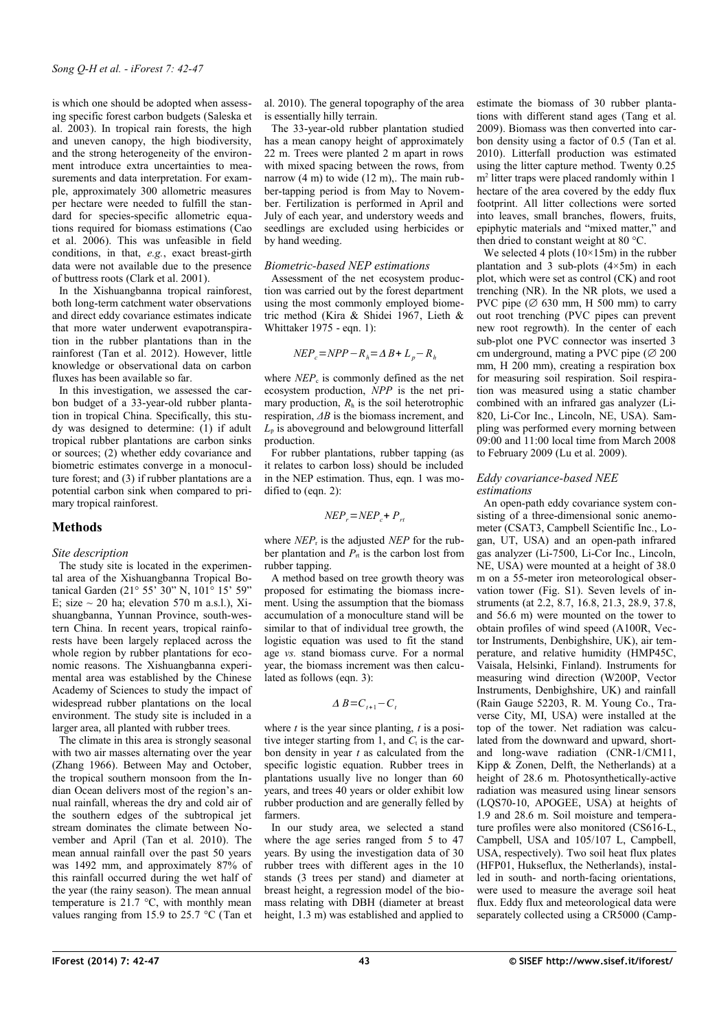is which one should be adopted when assessing specific forest carbon budgets (Saleska et al. 2003). In tropical rain forests, the high and uneven canopy, the high biodiversity, and the strong heterogeneity of the environment introduce extra uncertainties to measurements and data interpretation. For example, approximately 300 allometric measures per hectare were needed to fulfill the standard for species-specific allometric equations required for biomass estimations (Cao et al. 2006). This was unfeasible in field conditions, in that, *e.g.*, exact breast-girth data were not available due to the presence of buttress roots (Clark et al. 2001).

In the Xishuangbanna tropical rainforest, both long-term catchment water observations and direct eddy covariance estimates indicate that more water underwent evapotranspiration in the rubber plantations than in the rainforest (Tan et al. 2012). However, little knowledge or observational data on carbon fluxes has been available so far.

In this investigation, we assessed the carbon budget of a 33-year-old rubber plantation in tropical China. Specifically, this study was designed to determine: (1) if adult tropical rubber plantations are carbon sinks or sources; (2) whether eddy covariance and biometric estimates converge in a monoculture forest; and (3) if rubber plantations are a potential carbon sink when compared to primary tropical rainforest.

## Methods

### Site description

The study site is located in the experimental area of the Xishuangbanna Tropical Botanical Garden (21° 55' 30" N, 101° 15' 59" E; size ~ 20 ha; elevation 570 m a.s.l.), Xishuangbanna, Yunnan Province, south-western China. In recent years, tropical rainforests have been largely replaced across the whole region by rubber plantations for economic reasons. The Xishuangbanna experimental area was established by the Chinese Academy of Sciences to study the impact of widespread rubber plantations on the local environment. The study site is included in a larger area, all planted with rubber trees.

The climate in this area is strongly seasonal with two air masses alternating over the year (Zhang 1966). Between May and October, the tropical southern monsoon from the Indian Ocean delivers most of the region's annual rainfall, whereas the dry and cold air of the southern edges of the subtropical jet stream dominates the climate between November and April (Tan et al. 2010). The mean annual rainfall over the past 50 years was 1492 mm, and approximately 87% of this rainfall occurred during the wet half of the year (the rainy season). The mean annual temperature is 21.7 °C, with monthly mean values ranging from 15.9 to 25.7 °C (Tan et al. 2010). The general topography of the area is essentially hilly terrain.

The 33-year-old rubber plantation studied has a mean canopy height of approximately 22 m. Trees were planted 2 m apart in rows with mixed spacing between the rows, from narrow (4 m) to wide (12 m),. The main rubber-tapping period is from May to November. Fertilization is performed in April and July of each year, and understory weeds and seedlings are excluded using herbicides or by hand weeding.

### Biometric-based NEP estimations

Assessment of the net ecosystem production was carried out by the forest department using the most commonly employed biometric method (Kira & Shidei 1967, Lieth & Whittaker 1975 - eqn. 1):

$$NEP_c = NPP - R_h = \Delta B + L_p - R_h$$

where $NEP_c$ is commonly defined as the net ecosystem production, $NPP$ is the net primary production, $R_h$ is the soil heterotrophic respiration, $\Delta B$ is the biomass increment, and $L_p$ is aboveground and belowground litterfall production.

For rubber plantations, rubber tapping (as it relates to carbon loss) should be included in the NEP estimation. Thus, eqn. 1 was modified to (eqn. 2):

$$NEP_r = NEP_c + P_{rt}$$

where $NEP_r$ is the adjusted $NEP$ for the rubber plantation and $P_{rt}$ is the carbon lost from rubber tapping.

A method based on tree growth theory was proposed for estimating the biomass increment. Using the assumption that the biomass accumulation of a monoculture stand will be similar to that of individual tree growth, the logistic equation was used to fit the stand age *vs.* stand biomass curve. For a normal year, the biomass increment was then calculated as follows (eqn. 3):

$$\Delta B = C_{t+1} - C_t$$

where $t$ is the year since planting, $t$ is a positive integer starting from 1, and $C_t$ is the carbon density in year $t$ as calculated from the specific logistic equation. Rubber trees in plantations usually live no longer than 60 years, and trees 40 years or older exhibit low rubber production and are generally felled by farmers.

In our study area, we selected a stand where the age series ranged from 5 to 47 years. By using the investigation data of 30 rubber trees with different ages in the 10 stands (3 trees per stand) and diameter at breast height, a regression model of the biomass relating with DBH (diameter at breast height, 1.3 m) was established and applied to estimate the biomass of 30 rubber plantations with different stand ages (Tang et al. 2009). Biomass was then converted into carbon density using a factor of 0.5 (Tan et al. 2010). Litterfall production was estimated using the litter capture method. Twenty 0.25 $m^2$ litter traps were placed randomly within 1 hectare of the area covered by the eddy flux footprint. All litter collections were sorted into leaves, small branches, flowers, fruits, epiphytic materials and "mixed matter," and then dried to constant weight at 80 °C.

We selected 4 plots (10×15m) in the rubber plantation and 3 sub-plots (4×5m) in each plot, which were set as control (CK) and root trenching (NR). In the NR plots, we used a PVC pipe (∅ 630 mm, H 500 mm) to carry out root trenching (PVC pipes can prevent new root regrowth). In the center of each sub-plot one PVC connector was inserted 3 cm underground, mating a PVC pipe (∅ 200 mm, H 200 mm), creating a respiration box for measuring soil respiration. Soil respiration was measured using a static chamber combined with an infrared gas analyzer (Li-820, Li-Cor Inc., Lincoln, NE, USA). Sampling was performed every morning between 09:00 and 11:00 local time from March 2008 to February 2009 (Lu et al. 2009).

### Eddy covariance-based NEE estimations

An open-path eddy covariance system consisting of a three-dimensional sonic anemometer (CSAT3, Campbell Scientific Inc., Logan, UT, USA) and an open-path infrared gas analyzer (Li-7500, Li-Cor Inc., Lincoln, NE, USA) were mounted at a height of 38.0 m on a 55-meter iron meteorological observation tower (Fig. S1). Seven levels of instruments (at 2.2, 8.7, 16.8, 21.3, 28.9, 37.8, and 56.6 m) were mounted on the tower to obtain profiles of wind speed (A100R, Vector Instruments, Denbighshire, UK), air temperature, and relative humidity (HMP45C, Vaisala, Helsinki, Finland). Instruments for measuring wind direction (W200P, Vector Instruments, Denbighshire, UK) and rainfall (Rain Gauge 52203, R. M. Young Co., Traverse City, MI, USA) were installed at the top of the tower. Net radiation was calculated from the downward and upward, short- and long-wave radiation (CNR-1/CM11, Kipp & Zonen, Delft, the Netherlands) at a height of 28.6 m. Photosynthetically-active radiation was measured using linear sensors (LQS70-10, APOGEE, USA) at heights of 1.9 and 28.6 m. Soil moisture and temperature profiles were also monitored (CS616-L, Campbell, USA and 105/107 L, Campbell, USA, respectively). Two soil heat flux plates (HFP01, Hukseflux, the Netherlands), installed in south- and north-facing orientations, were used to measure the average soil heat flux. Eddy flux and meteorological data were separately collected using a CR5000 (Camp-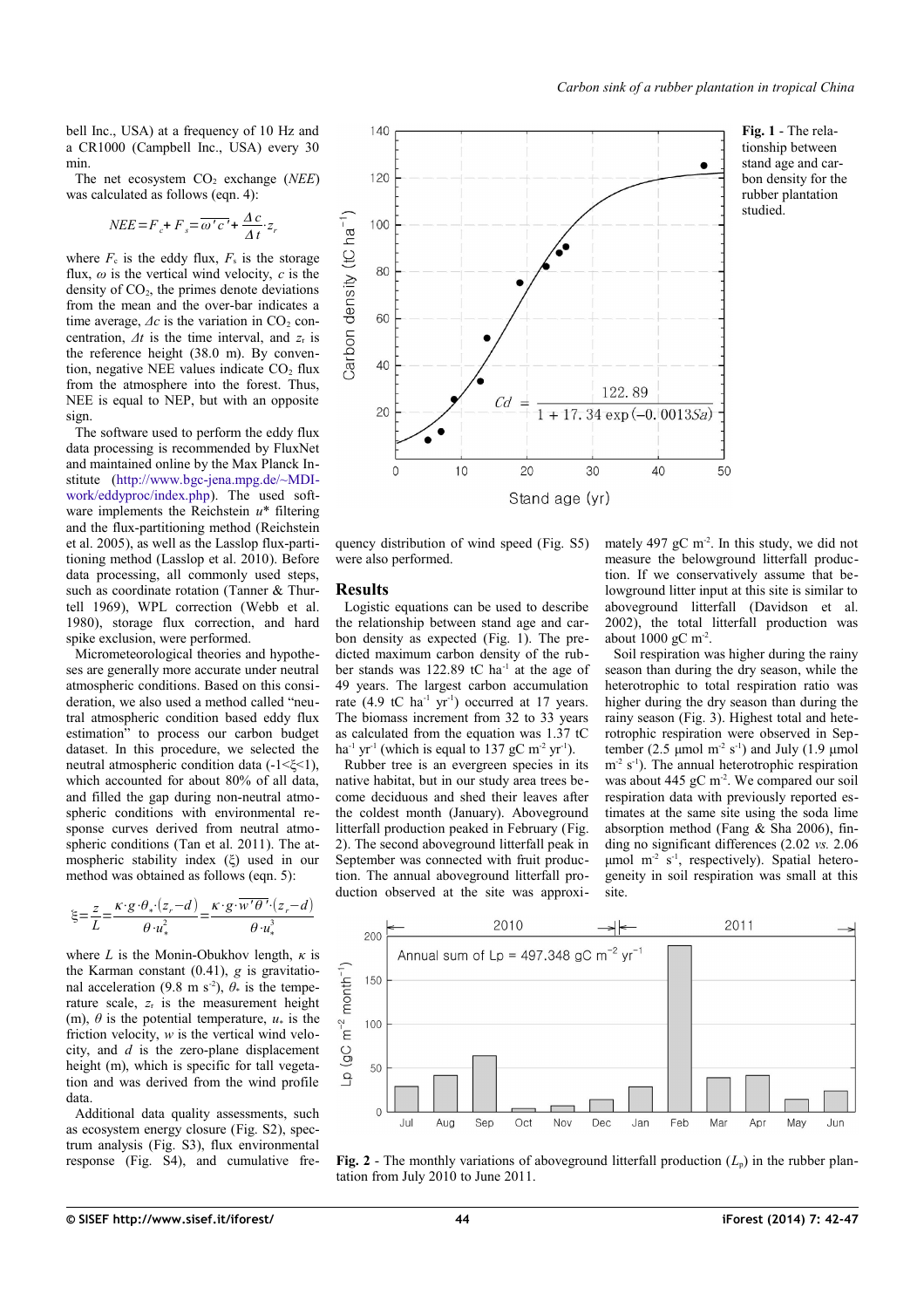bell Inc., USA) at a frequency of 10 Hz and a CR1000 (Campbell Inc., USA) every 30 min.

The net ecosystem $CO_2$ exchange (*NEE*) was calculated as follows (eqn. 4):

$$NEE = F_c + F_s = \overline{\omega' c'} + \frac{\Delta c}{\Delta t} \cdot z_r$$

where $F_c$ is the eddy flux, $F_s$ is the storage flux, $\omega$ is the vertical wind velocity, $c$ is the density of $CO_2$, the primes denote deviations from the mean and the over-bar indicates a time average, $\Delta c$ is the variation in $CO_2$ concentration, $\Delta t$ is the time interval, and $z_r$ is the reference height (38.0 m). By convention, negative NEE values indicate $CO_2$ flux from the atmosphere into the forest. Thus, NEE is equal to NEP, but with an opposite sign.

The software used to perform the eddy flux data processing is recommended by FluxNet and maintained online by the Max Planck Institute (http://www.bgc-jena.mpg.de/~MDIwork/eddyproc/index.php). The used software implements the Reichstein $u^*$ filtering and the flux-partitioning method (Reichstein et al. 2005), as well as the Lasslop flux-partitioning method (Lasslop et al. 2010). Before data processing, all commonly used steps, such as coordinate rotation (Tanner & Thurtell 1969), WPL correction (Webb et al. 1980), storage flux correction, and hard spike exclusion, were performed.

Micrometeorological theories and hypotheses are generally more accurate under neutral atmospheric conditions. Based on this consideration, we also used a method called "neutral atmospheric condition based eddy flux estimation" to process our carbon budget dataset. In this procedure, we selected the neutral atmospheric condition data ($-1<\xi<1$), which accounted for about 80% of all data, and filled the gap during non-neutral atmospheric conditions with environmental response curves derived from neutral atmospheric conditions (Tan et al. 2011). The atmospheric stability index ($\xi$) used in our method was obtained as follows (eqn. 5):

$$\xi = \frac{z}{L} = \frac{\kappa \cdot g \cdot \theta_* \cdot (z_r - d)}{\theta \cdot u_*^2} = \frac{\kappa \cdot g \cdot \overline{w'\theta'} \cdot (z_r - d)}{\theta \cdot u_*^3}$$

where $L$ is the Monin-Obukhov length, $\kappa$ is the Karman constant (0.41), $g$ is gravitational acceleration (9.8 m s$^{-2}$), $\theta_*$ is the temperature scale, $z_r$ is the measurement height (m), $\theta$ is the potential temperature, $u_*$ is the friction velocity, $w$ is the vertical wind velocity, and $d$ is the zero-plane displacement height (m), which is specific for tall vegetation and was derived from the wind profile data.

Additional data quality assessments, such as ecosystem energy closure (Fig. S2), spectrum analysis (Fig. S3), flux environmental response (Fig. S4), and cumulative frequency distribution of wind speed (Fig. S5) were also performed.

**Fig. 1** - The relationship between stand age and carbon density for the rubber plantation studied.

## Results

Logistic equations can be used to describe the relationship between stand age and carbon density as expected (Fig. 1). The predicted maximum carbon density of the rubber stands was 122.89 tC ha$^{-1}$ at the age of 49 years. The largest carbon accumulation rate (4.9 tC ha$^{-1}$ yr$^{-1}$) occurred at 17 years. The biomass increment from 32 to 33 years as calculated from the equation was 1.37 tC ha$^{-1}$ yr$^{-1}$ (which is equal to 137 gC m$^{-2}$ yr$^{-1}$).

Rubber tree is an evergreen species in its native habitat, but in our study area trees become deciduous and shed their leaves after the coldest month (January). Aboveground litterfall production peaked in February (Fig. 2). The second aboveground litterfall peak in September was connected with fruit production. The annual aboveground litterfall production observed at the site was approximately 497 gC m$^{-2}$. In this study, we did not measure the belowground litterfall production. If we conservatively assume that belowground litter input at this site is similar to aboveground litterfall (Davidson et al. 2002), the total litterfall production was about 1000 gC m$^{-2}$.

Soil respiration was higher during the rainy season than during the dry season, while the heterotrophic to total respiration ratio was higher during the dry season than during the rainy season (Fig. 3). Highest total and heterotrophic respiration were observed in September (2.5 µmol m$^{-2}$ s$^{-1}$) and July (1.9 µmol m$^{-2}$ s$^{-1}$). The annual heterotrophic respiration was about 445 gC m$^{-2}$. We compared our soil respiration data with previously reported estimates at the same site using the soda lime absorption method (Fang & Sha 2006), finding no significant differences (2.02 *vs.* 2.06 µmol m$^{-2}$ s$^{-1}$, respectively). Spatial heterogeneity in soil respiration was small at this site.

**Fig. 2** - The monthly variations of aboveground litterfall production ($L_p$) in the rubber plantation from July 2010 to June 2011.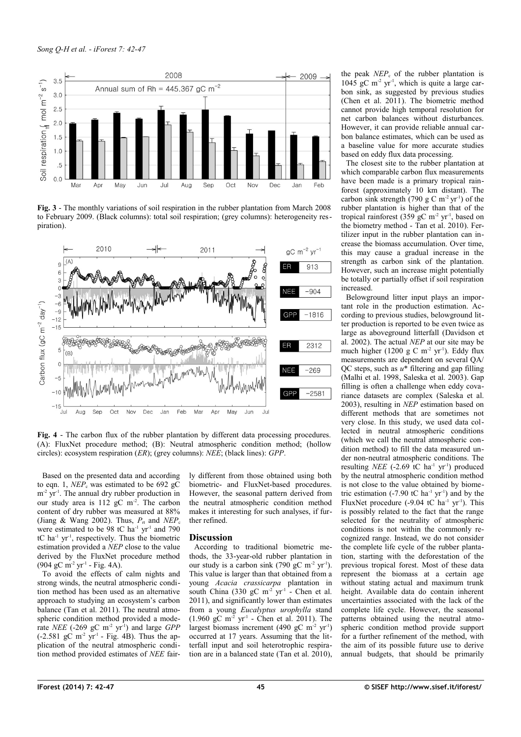**Fig. 3** - The monthly variations of soil respiration in the rubber plantation from March 2008 to February 2009. (Black columns): total soil respiration; (grey columns): heterogeneity respiration.

**Fig. 4** - The carbon flux of the rubber plantation by different data processing procedures. (A): FluxNet procedure method; (B): Neutral atmospheric condition method; (hollow circles): ecosystem respiration (*ER*); (grey columns): *NEE*; (black lines): *GPP*.

Based on the presented data and according to eqn. 1, $NEP_c$ was estimated to be 692 gC m$^{-2}$ yr$^{-1}$. The annual dry rubber production in our study area is 112 gC m$^{-2}$. The carbon content of dry rubber was measured at 88% (Jiang & Wang 2002). Thus, $P_n$ and $NEP_c$ were estimated to be 98 tC ha$^{-1}$ yr$^{-1}$ and 790 tC ha$^{-1}$ yr$^{-1}$, respectively. Thus the biometric estimation provided a *NEP* close to the value derived by the FluxNet procedure method (904 gC m$^{-2}$ yr$^{-1}$ - Fig. 4A).

To avoid the effects of calm nights and strong winds, the neutral atmospheric condition method has been used as an alternative approach to studying an ecosystem's carbon balance (Tan et al. 2011). The neutral atmospheric condition method provided a moderate *NEE* (-269 gC m$^{-2}$ yr$^{-1}$) and large *GPP* (-2.581 gC m$^{-2}$ yr$^{-1}$ - Fig. 4B). Thus the application of the neutral atmospheric condition method provided estimates of *NEE* fairly different from those obtained using both biometric- and FluxNet-based procedures. However, the seasonal pattern derived from the neutral atmospheric condition method makes it interesting for such analyses, if further refined.

## Discussion

According to traditional biometric methods, the 33-year-old rubber plantation in our study is a carbon sink (790 gC m$^{-2}$ yr$^{-1}$). This value is larger than that obtained from a young *Acacia crassicarpa* plantation in south China (330 gC m$^{-2}$ yr$^{-1}$ - Chen et al. 2011), and significantly lower than estimates from a young *Eucalyptus urophylla* stand (1.960 gC m$^{-2}$ yr$^{-1}$ - Chen et al. 2011). The largest biomass increment (490 gC m$^{-2}$ yr$^{-1}$) occurred at 17 years. Assuming that the litterfall input and soil heterotrophic respiration are in a balanced state (Tan et al. 2010), the peak $NEP_c$ of the rubber plantation is 1045 gC m$^{-2}$ yr$^{-1}$, which is quite a large carbon sink, as suggested by previous studies (Chen et al. 2011). The biometric method cannot provide high temporal resolution for net carbon balances without disturbances. However, it can provide reliable annual carbon balance estimates, which can be used as a baseline value for more accurate studies based on eddy flux data processing.

The closest site to the rubber plantation at which comparable carbon flux measurements have been made is a primary tropical rainforest (approximately 10 km distant). The carbon sink strength (790 g C m$^{-2}$ yr$^{-1}$) of the rubber plantation is higher than that of the tropical rainforest (359 gC m$^{-2}$ yr$^{-1}$, based on the biometry method - Tan et al. 2010). Fertilizer input in the rubber plantation can increase the biomass accumulation. Over time, this may cause a gradual increase in the strength as carbon sink of the plantation. However, such an increase might potentially be totally or partially offset if soil respiration increased.

Belowground litter input plays an important role in the production estimation. According to previous studies, belowground litter production is reported to be even twice as large as aboveground litterfall (Davidson et al. 2002). The actual *NEP* at our site may be much higher (1200 g C m$^{-2}$ yr$^{-1}$). Eddy flux measurements are dependent on several QA/QC steps, such as $u^*$ filtering and gap filling (Malhi et al. 1998, Saleska et al. 2003). Gap filling is often a challenge when eddy covariance datasets are complex (Saleska et al. 2003), resulting in *NEP* estimation based on different methods that are sometimes not very close. In this study, we used data collected in neutral atmospheric conditions (which we call the neutral atmospheric condition method) to fill the data measured under non-neutral atmospheric conditions. The resulting *NEE* (-2.69 tC ha$^{-1}$ yr$^{-1}$) produced by the neutral atmospheric condition method is not close to the value obtained by biometric estimation (-7.90 tC ha$^{-1}$ yr$^{-1}$) and by the FluxNet procedure (-9.04 tC ha$^{-1}$ yr$^{-1}$). This is possibly related to the fact that the range selected for the neutrality of atmospheric conditions is not within the commonly recognized range. Instead, we do not consider the complete life cycle of the rubber plantation, starting with the deforestation of the previous tropical forest. Most of these data represent the biomass at a certain age without stating actual and maximum trunk height. Available data do contain inherent uncertainties associated with the lack of the complete life cycle. However, the seasonal patterns obtained using the neutral atmospheric condition method provide support for a further refinement of the method, with the aim of its possible future use to derive annual budgets, that should be primarily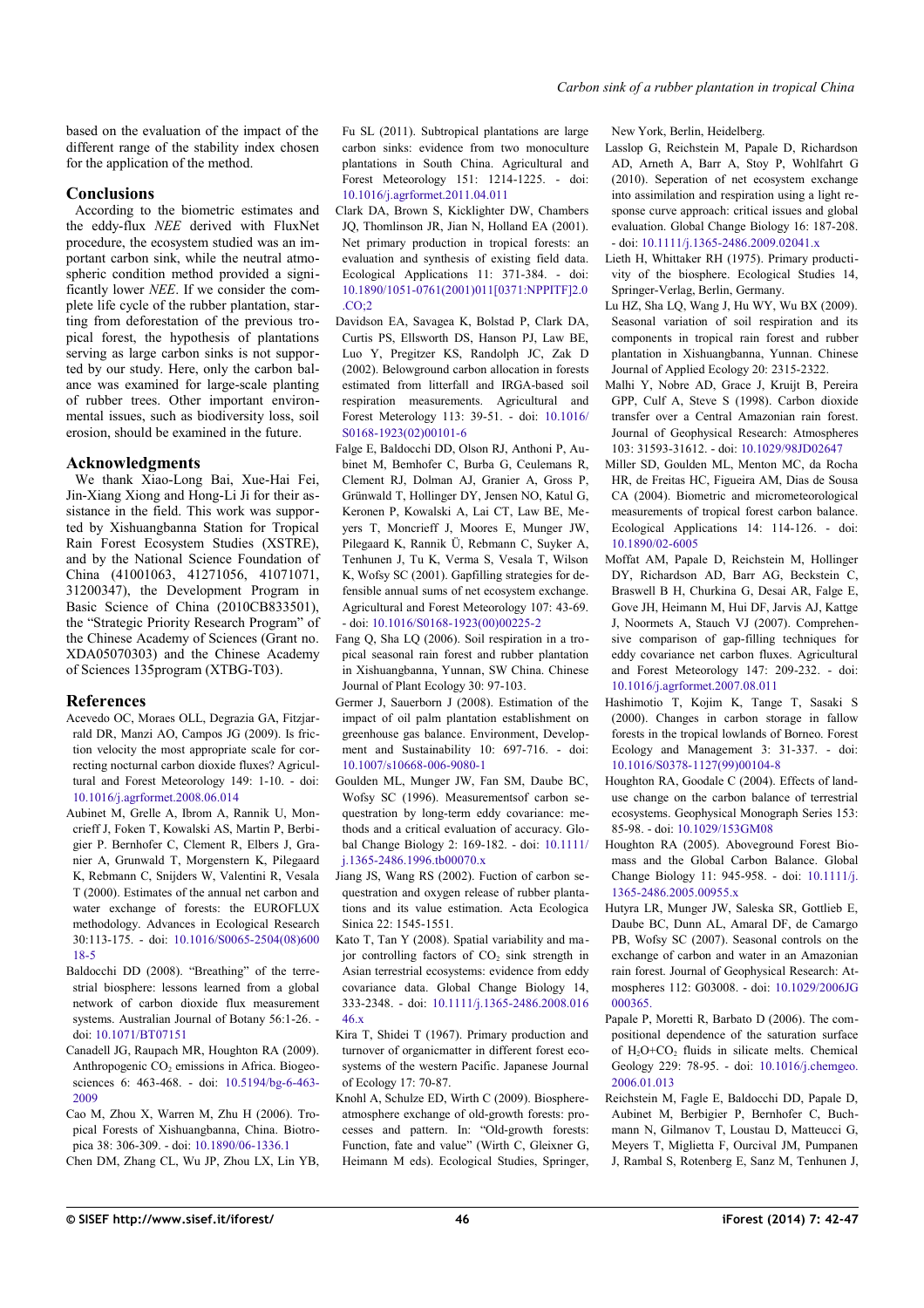based on the evaluation of the impact of the different range of the stability index chosen for the application of the method.

## Conclusions

According to the biometric estimates and the eddy-flux *NEE* derived with FluxNet procedure, the ecosystem studied was an important carbon sink, while the neutral atmospheric condition method provided a significantly lower *NEE*. If we consider the complete life cycle of the rubber plantation, starting from deforestation of the previous tropical forest, the hypothesis of plantations serving as large carbon sinks is not supported by our study. Here, only the carbon balance was examined for large-scale planting of rubber trees. Other important environmental issues, such as biodiversity loss, soil erosion, should be examined in the future.

## Acknowledgments

We thank Xiao-Long Bai, Xue-Hai Fei, Jin-Xiang Xiong and Hong-Li Ji for their assistance in the field. This work was supported by Xishuangbanna Station for Tropical Rain Forest Ecosystem Studies (XSTRE), and by the National Science Foundation of China (41001063, 41271056, 41071071, 31200347), the Development Program in Basic Science of China (2010CB833501), the "Strategic Priority Research Program" of the Chinese Academy of Sciences (Grant no. XDA05070303) and the Chinese Academy of Sciences 135program (XTBG-T03).

## References

Acevedo OC, Moraes OLL, Degrazia GA, Fitzjarrald DR, Manzi AO, Campos JG (2009). Is friction velocity the most appropriate scale for correcting nocturnal carbon dioxide fluxes? Agricultural and Forest Meteorology 149: 1-10. - doi: 10.1016/j.agrformet.2008.06.014

Aubinet M, Grelle A, Ibrom A, Rannik U, Moncrieff J, Foken T, Kowalski AS, Martin P, Berbigier P. Bernhofer C, Clement R, Elbers J, Granier A, Grunwald T, Morgenstern K, Pilegaard K, Rebmann C, Snijders W, Valentini R, Vesala T (2000). Estimates of the annual net carbon and water exchange of forests: the EUROFLUX methodology. Advances in Ecological Research 30:113-175. - doi: 10.1016/S0065-2504(08)60018-5

Baldocchi DD (2008). "Breathing" of the terrestrial biosphere: lessons learned from a global network of carbon dioxide flux measurement systems. Australian Journal of Botany 56:1-26. - doi: 10.1071/BT07151

Canadell JG, Raupach MR, Houghton RA (2009). Anthropogenic $CO_2$ emissions in Africa. Biogeosciences 6: 463-468. - doi: 10.5194/bg-6-463-2009

Cao M, Zhou X, Warren M, Zhu H (2006). Tropical Forests of Xishuangbanna, China. Biotropica 38: 306-309. - doi: 10.1890/06-1336.1

Chen DM, Zhang CL, Wu JP, Zhou LX, Lin YB, Fu SL (2011). Subtropical plantations are large carbon sinks: evidence from two monoculture plantations in South China. Agricultural and Forest Meteorology 151: 1214-1225. - doi: 10.1016/j.agrformet.2011.04.011

Clark DA, Brown S, Kicklighter DW, Chambers JQ, Thomlinson JR, Jian N, Holland EA (2001). Net primary production in tropical forests: an evaluation and synthesis of existing field data. Ecological Applications 11: 371-384. - doi: 10.1890/1051-0761(2001)011[0371:NPPITF]2.0.CO;2

Davidson EA, Savagea K, Bolstad P, Clark DA, Curtis PS, Ellsworth DS, Hanson PJ, Law BE, Luo Y, Pregitzer KS, Randolph JC, Zak D (2002). Belowground carbon allocation in forests estimated from litterfall and IRGA-based soil respiration measurements. Agricultural and Forest Meterology 113: 39-51. - doi: 10.1016/S0168-1923(02)00101-6

Falge E, Baldocchi DD, Olson RJ, Anthoni P, Aubinet M, Bernhofer C, Burba G, Ceulemans R, Clement RJ, Dolman AJ, Granier A, Gross P, Grünwald T, Hollinger DY, Jensen NO, Katul G, Keronen P, Kowalski A, Lai CT, Law BE, Meyers T, Moncrieff J, Moores E, Munger JW, Pilegaard K, Rannik Ü, Rebmann C, Suyker A, Tenhunen J, Tu K, Verma S, Vesala T, Wilson K, Wofsy SC (2001). Gapfilling strategies for defensible annual sums of net ecosystem exchange. Agricultural and Forest Meteorology 107: 43-69. - doi: 10.1016/S0168-1923(00)00225-2

Fang Q, Sha LQ (2006). Soil respiration in a tropical seasonal rain forest and rubber plantation in Xishuangbanna, Yunnan, SW China. Chinese Journal of Plant Ecology 30: 97-103.

Germer J, Sauerborn J (2008). Estimation of the impact of oil palm plantation establishment on greenhouse gas balance. Environment, Development and Sustainability 10: 697-716. - doi: 10.1007/s10668-006-9080-1

Goulden ML, Munger JW, Fan SM, Daube BC, Wofsy SC (1996). Measurementsof carbon sequestration by long-term eddy covariance: methods and a critical evaluation of accuracy. Global Change Biology 2: 169-182. - doi: 10.1111/j.1365-2486.1996.tb00070.x

Jiang JS, Wang RS (2002). Fuction of carbon sequestration and oxygen release of rubber plantations and its value estimation. Acta Ecologica Sinica 22: 1545-1551.

Kato T, Tan Y (2008). Spatial variability and major controlling factors of $CO_2$ sink strength in Asian terrestrial ecosystems: evidence from eddy covariance data. Global Change Biology 14, 333-2348. - doi: 10.1111/j.1365-2486.2008.01646.x

Kira T, Shidei T (1967). Primary production and turnover of organicmatter in different forest ecosystems of the western Pacific. Japanese Journal of Ecology 17: 70-87.

Knohl A, Schulze ED, Wirth C (2009). Biosphere-atmosphere exchange of old-growth forests: processes and pattern. In: "Old-growth forests: Function, fate and value" (Wirth C, Gleixner G, Heimann M eds). Ecological Studies, Springer, New York, Berlin, Heidelberg.

Lasslop G, Reichstein M, Papale D, Richardson AD, Arneth A, Barr A, Stoy P, Wohlfahrt G (2010). Seperation of net ecosystem exchange into assimilation and respiration using a light response curve approach: critical issues and global evaluation. Global Change Biology 16: 187-208. - doi: 10.1111/j.1365-2486.2009.02041.x

Lieth H, Whittaker RH (1975). Primary productivity of the biosphere. Ecological Studies 14, Springer-Verlag, Berlin, Germany.

Lu HZ, Sha LQ, Wang J, Hu WY, Wu BX (2009). Seasonal variation of soil respiration and its components in tropical rain forest and rubber plantation in Xishuangbanna, Yunnan. Chinese Journal of Applied Ecology 20: 2315-2322.

Malhi Y, Nobre AD, Grace J, Kruijt B, Pereira GPP, Culf A, Steve S (1998). Carbon dioxide transfer over a Central Amazonian rain forest. Journal of Geophysical Research: Atmospheres 103: 31593-31612. - doi: 10.1029/98JD02647

Miller SD, Goulden ML, Menton MC, da Rocha HR, de Freitas HC, Figueira AM, Dias de Sousa CA (2004). Biometric and micrometeorological measurements of tropical forest carbon balance. Ecological Applications 14: 114-126. - doi: 10.1890/02-6005

Moffat AM, Papale D, Reichstein M, Hollinger DY, Richardson AD, Barr AG, Beckstein C, Braswell B H, Churkina G, Desai AR, Falge E, Gove JH, Heimann M, Hui DF, Jarvis AJ, Kattge J, Noormets A, Stauch VJ (2007). Comprehensive comparison of gap-filling techniques for eddy covariance net carbon fluxes. Agricultural and Forest Meteorology 147: 209-232. - doi: 10.1016/j.agrformet.2007.08.011

Hashimotio T, Kojim K, Tange T, Sasaki S (2000). Changes in carbon storage in fallow forests in the tropical lowlands of Borneo. Forest Ecology and Management 3: 31-337. - doi: 10.1016/S0378-1127(99)00104-8

Houghton RA, Goodale C (2004). Effects of land-use change on the carbon balance of terrestrial ecosystems. Geophysical Monograph Series 153: 85-98. - doi: 10.1029/153GM08

Houghton RA (2005). Aboveground Forest Biomass and the Global Carbon Balance. Global Change Biology 11: 945-958. - doi: 10.1111/j.1365-2486.2005.00955.x

Hutyra LR, Munger JW, Saleska SR, Gottlieb E, Daube BC, Dunn AL, Amaral DF, de Camargo PB, Wofsy SC (2007). Seasonal controls on the exchange of carbon and water in an Amazonian rain forest. Journal of Geophysical Research: Atmospheres 112: G03008. - doi: 10.1029/2006JG000365.

Papale P, Moretti R, Barbato D (2006). The compositional dependence of the saturation surface of $H_2O$+$CO_2$ fluids in silicate melts. Chemical Geology 229: 78-95. - doi: 10.1016/j.chemgeo.2006.01.013

Reichstein M, Fagle E, Baldocchi DD, Papale D, Aubinet M, Berbigier P, Bernhofer C, Buchmann N, Gilmanov T, Loustau D, Matteucci G, Meyers T, Miglietta F, Ourcival JM, Pumpanen J, Rambal S, Rotenberg E, Sanz M, Tenhunen J,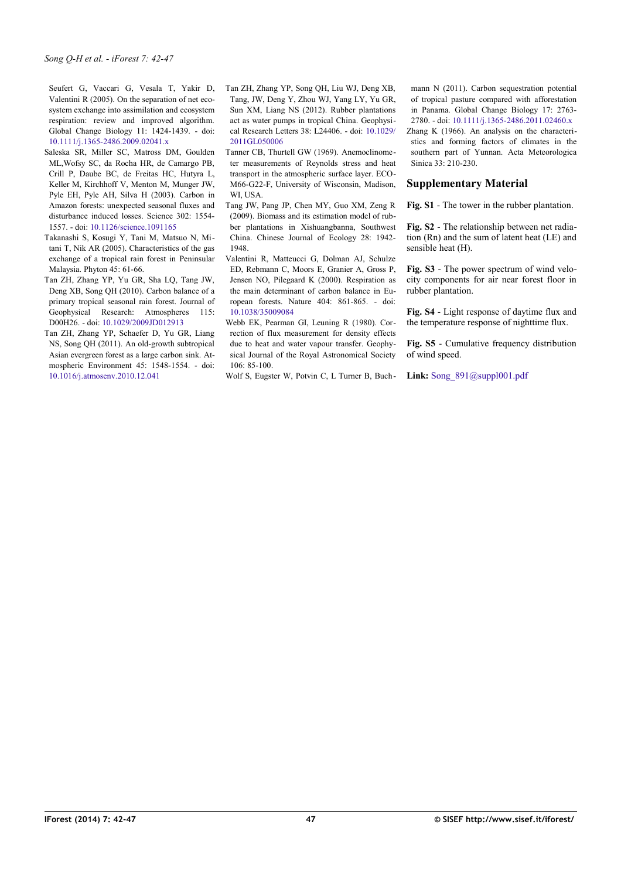Seufert G, Vaccari G, Vesala T, Yakir D, Valentini R (2005). On the separation of net ecosystem exchange into assimilation and ecosystem respiration: review and improved algorithm. Global Change Biology 11: 1424-1439. - doi: 10.1111/j.1365-2486.2009.02041.x

Saleska SR, Miller SC, Matross DM, Goulden ML,Wofsy SC, da Rocha HR, de Camargo PB, Crill P, Daube BC, de Freitas HC, Hutyra L, Keller M, Kirchhoff V, Menton M, Munger JW, Pyle EH, Pyle AH, Silva H (2003). Carbon in Amazon forests: unexpected seasonal fluxes and disturbance induced losses. Science 302: 1554-1557. - doi: 10.1126/science.1091165

Takanashi S, Kosugi Y, Tani M, Matsuo N, Mitani T, Nik AR (2005). Characteristics of the gas exchange of a tropical rain forest in Peninsular Malaysia. Phyton 45: 61-66.

Tan ZH, Zhang YP, Yu GR, Sha LQ, Tang JW, Deng XB, Song QH (2010). Carbon balance of a primary tropical seasonal rain forest. Journal of Geophysical Research: Atmospheres 115: D00H26. - doi: 10.1029/2009JD012913

Tan ZH, Zhang YP, Schaefer D, Yu GR, Liang NS, Song QH (2011). An old-growth subtropical Asian evergreen forest as a large carbon sink. Atmospheric Environment 45: 1548-1554. - doi: 10.1016/j.atmosenv.2010.12.041

Tan ZH, Zhang YP, Song QH, Liu WJ, Deng XB, Tang, JW, Deng Y, Zhou WJ, Yang LY, Yu GR, Sun XM, Liang NS (2012). Rubber plantations act as water pumps in tropical China. Geophysical Research Letters 38: L24406. - doi: 10.1029/2011GL050006

Tanner CB, Thurtell GW (1969). Anemoclinometer measurements of Reynolds stress and heat transport in the atmospheric surface layer. ECO-M66-G22-F, University of Wisconsin, Madison, WI, USA.

Tang JW, Pang JP, Chen MY, Guo XM, Zeng R (2009). Biomass and its estimation model of rubber plantations in Xishuangbanna, Southwest China. Chinese Journal of Ecology 28: 1942-1948.

Valentini R, Matteucci G, Dolman AJ, Schulze ED, Rebmann C, Moors E, Granier A, Gross P, Jensen NO, Pilegaard K (2000). Respiration as the main determinant of carbon balance in European forests. Nature 404: 861-865. - doi: 10.1038/35009084

Webb EK, Pearman GI, Leuning R (1980). Correction of flux measurement for density effects due to heat and water vapour transfer. Geophysical Journal of the Royal Astronomical Society 106: 85-100.

Wolf S, Eugster W, Potvin C, L Turner B, Buchmann N (2011). Carbon sequestration potential of tropical pasture compared with afforestation in Panama. Global Change Biology 17: 2763-2780. - doi: 10.1111/j.1365-2486.2011.02460.x

Zhang K (1966). An analysis on the characteristics and forming factors of climates in the southern part of Yunnan. Acta Meteorologica Sinica 33: 210-230.

## Supplementary Material

**Fig. S1** - The tower in the rubber plantation.

**Fig. S2** - The relationship between net radiation (Rn) and the sum of latent heat (LE) and sensible heat (H).

**Fig. S3** - The power spectrum of wind velocity components for air near forest floor in rubber plantation.

**Fig. S4** - Light response of daytime flux and the temperature response of nighttime flux.

**Fig. S5** - Cumulative frequency distribution of wind speed.

**Link:** Song_891@suppl001.pdf